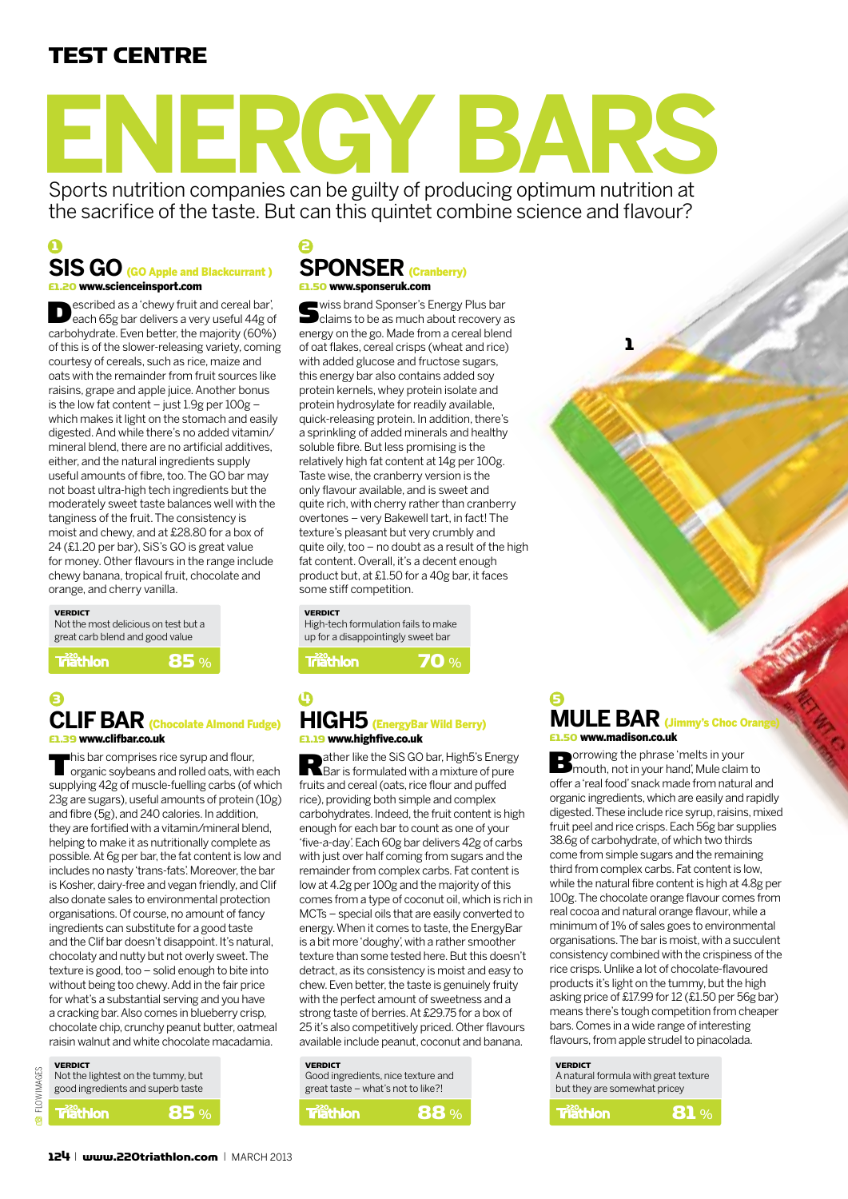# TEST CENTRE

# ENERGY BARS

Sports nutrition companies can be guilty of producing optimum nutrition at the sacrifice of the taste. But can this quintet combine science and flavour?

## 1 SIS GO (GO Apple and Blackcurrant )

**£1.20 www.scienceinsport.com**

Described as a 'chewy fruit and cereal bar', each 65g bar delivers a very useful 44g of carbohydrate. Even better, the majority (60%) of this is of the slower-releasing variety, coming courtesy of cereals, such as rice, maize and oats with the remainder from fruit sources like raisins, grape and apple juice. Another bonus is the low fat content – just 1.9g per 100g – which makes it light on the stomach and easily digested. And while there's no added vitamin/mineral blend, there are no artificial additives, either, and the natural ingredients supply useful amounts of fibre, too. The GO bar may not boast ultra-high tech ingredients but the moderately sweet taste balances well with the tanginess of the fruit. The consistency is moist and chewy, and at £28.80 for a box of 24 (£1.20 per bar), SiS's GO is great value for money. Other flavours in the range include chewy banana, tropical fruit, chocolate and orange, and cherry vanilla.

**VERDICT**
Not the most delicious on test but a great carb blend and good value

**220 Triathlon 85%**

## 2 SPONSER (Cranberry)

**£1.50 www.sponseruk.com**

Swiss brand Sponser's Energy Plus bar claims to be as much about recovery as energy on the go. Made from a cereal blend of oat flakes, cereal crisps (wheat and rice) with added glucose and fructose sugars, this energy bar also contains added soy protein kernels, whey protein isolate and protein hydrosylate for readily available, quick-releasing protein. In addition, there's a sprinkling of added minerals and healthy soluble fibre. But less promising is the relatively high fat content at 14g per 100g. Taste wise, the cranberry version is the only flavour available, and is sweet and quite rich, with cherry rather than cranberry overtones – very Bakewell tart, in fact! The texture's pleasant but very crumbly and quite oily, too – no doubt as a result of the high fat content. Overall, it's a decent enough product but, at £1.50 for a 40g bar, it faces some stiff competition.

**VERDICT**
High-tech formulation fails to make up for a disappointingly sweet bar

**220 Triathlon 70%**

## 3 CLIF BAR (Chocolate Almond Fudge)

**£1.39 www.clifbar.co.uk**

This bar comprises rice syrup and flour, organic soybeans and rolled oats, with each supplying 42g of muscle-fuelling carbs (of which 23g are sugars), useful amounts of protein (10g) and fibre (5g), and 240 calories. In addition, they are fortified with a vitamin/mineral blend, helping to make it as nutritionally complete as possible. At 6g per bar, the fat content is low and includes no nasty 'trans-fats'. Moreover, the bar is Kosher, dairy-free and vegan friendly, and Clif also donate sales to environmental protection organisations. Of course, no amount of fancy ingredients can substitute for a good taste and the Clif bar doesn't disappoint. It's natural, chocolaty and nutty but not overly sweet. The texture is good, too – solid enough to bite into without being too chewy. Add in the fair price for what's a substantial serving and you have a cracking bar. Also comes in blueberry crisp, chocolate chip, crunchy peanut butter, oatmeal raisin walnut and white chocolate macadamia.

**VERDICT**
Not the lightest on the tummy, but good ingredients and superb taste

**220 Triathlon 85%**

## 4 HIGH5 (EnergyBar Wild Berry)

**£1.19 www.highfive.co.uk**

Rather like the SiS GO bar, High5's Energy Bar is formulated with a mixture of pure fruits and cereal (oats, rice flour and puffed rice), providing both simple and complex carbohydrates. Indeed, the fruit content is high enough for each bar to count as one of your 'five-a-day'. Each 60g bar delivers 42g of carbs with just over half coming from sugars and the remainder from complex carbs. Fat content is low at 4.2g per 100g and the majority of this comes from a type of coconut oil, which is rich in MCTs – special oils that are easily converted to energy. When it comes to taste, the EnergyBar is a bit more 'doughy', with a rather smoother texture than some tested here. But this doesn't detract, as its consistency is moist and easy to chew. Even better, the taste is genuinely fruity with the perfect amount of sweetness and a strong taste of berries. At £29.75 for a box of 25 it's also competitively priced. Other flavours available include peanut, coconut and banana.

**VERDICT**
Good ingredients, nice texture and great taste – what's not to like?!

**220 Triathlon 88%**

## 5 MULE BAR (Jimmy's Choc Orange)

**£1.50 www.madison.co.uk**

Borrowing the phrase 'melts in your mouth, not in your hand', Mule claim to offer a 'real food' snack made from natural and organic ingredients, which are easily and rapidly digested. These include rice syrup, raisins, mixed fruit peel and rice crisps. Each 56g bar supplies 38.6g of carbohydrate, of which two thirds come from simple sugars and the remaining third from complex carbs. Fat content is low, while the natural fibre content is high at 4.8g per 100g. The chocolate orange flavour comes from real cocoa and natural orange flavour, while a minimum of 1% of sales goes to environmental organisations. The bar is moist, with a succulent consistency combined with the crispiness of the rice crisps. Unlike a lot of chocolate-flavoured products it's light on the tummy, but the high asking price of £17.99 for 12 (£1.50 per 56g bar) means there's tough competition from cheaper bars. Comes in a wide range of interesting flavours, from apple strudel to pinacolada.

**VERDICT**
A natural formula with great texture but they are somewhat pricey

**220 Triathlon 81%**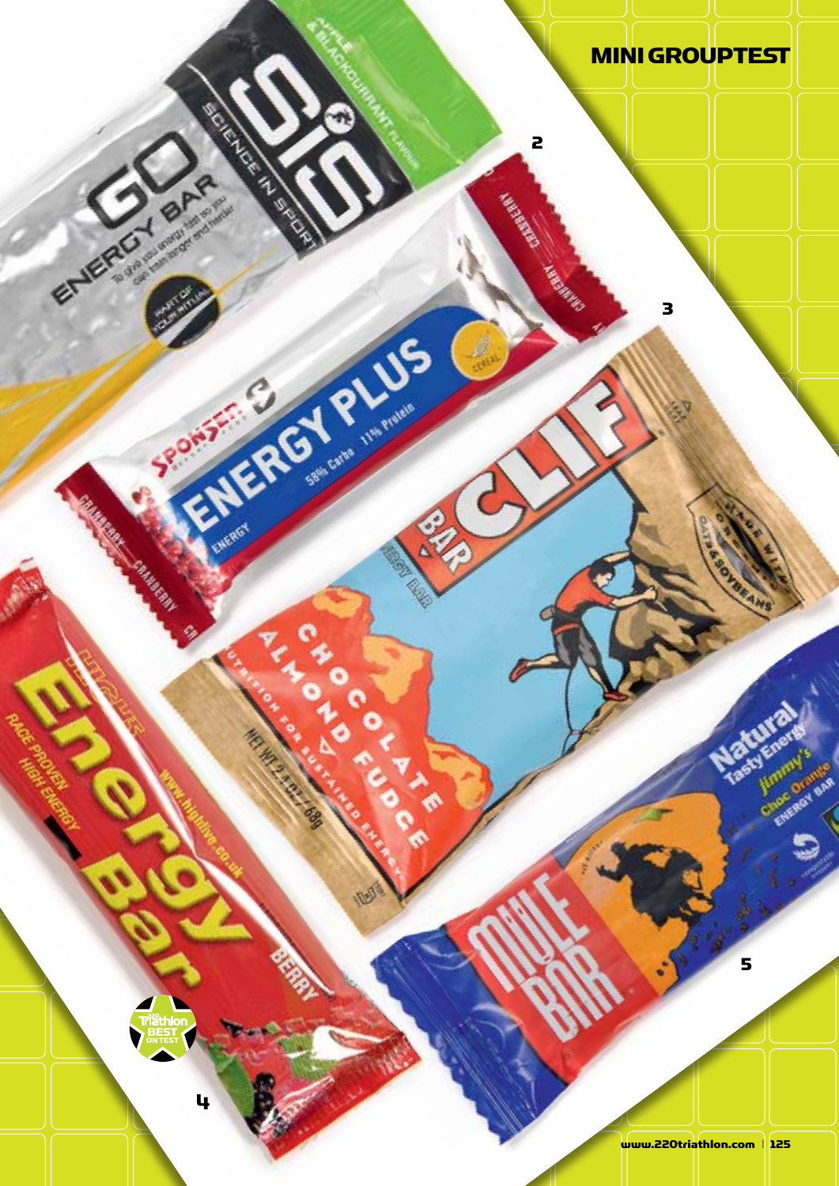## MINI GROUPTEST

2

3

4

5